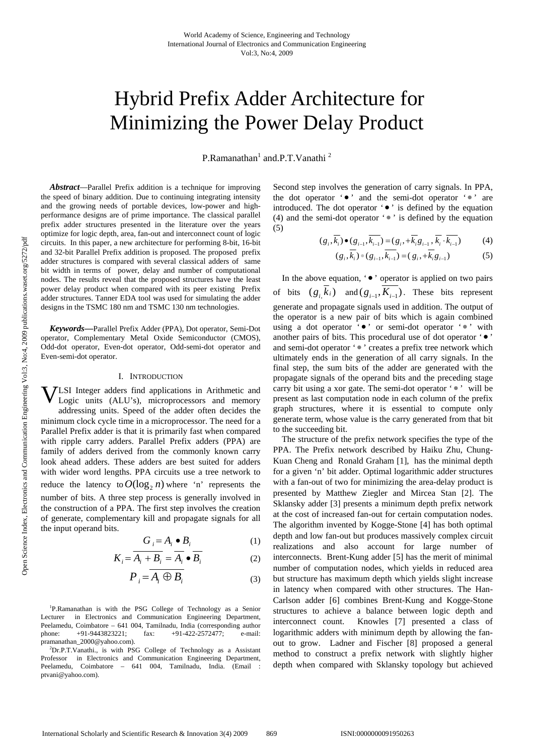# Hybrid Prefix Adder Architecture for Minimizing the Power Delay Product

P.Ramanathan[1] and P.T.Vanathi [2]

***Abstract*—**Parallel Prefix addition is a technique for improving the speed of binary addition. Due to continuing integrating intensity and the growing needs of portable devices, low-power and high-performance designs are of prime importance. The classical parallel prefix adder structures presented in the literature over the years optimize for logic depth, area, fan-out and interconnect count of logic circuits. In this paper, a new architecture for performing 8-bit, 16-bit and 32-bit Parallel Prefix addition is proposed. The proposed prefix adder structures is compared with several classical adders of same bit width in terms of power, delay and number of computational nodes. The results reveal that the proposed structures have the least power delay product when compared with its peer existing Prefix adder structures. Tanner EDA tool was used for simulating the adder designs in the TSMC 180 nm and TSMC 130 nm technologies.

***Keywords*—**Parallel Prefix Adder (PPA), Dot operator, Semi-Dot operator, Complementary Metal Oxide Semiconductor (CMOS), Odd-dot operator, Even-dot operator, Odd-semi-dot operator and Even-semi-dot operator.

## I. Introduction

VLSI Integer adders find applications in Arithmetic and Logic units (ALU's), microprocessors and memory addressing units. Speed of the adder often decides the minimum clock cycle time in a microprocessor. The need for a Parallel Prefix adder is that it is primarily fast when compared with ripple carry adders. Parallel Prefix adders (PPA) are family of adders derived from the commonly known carry look ahead adders. These adders are best suited for adders with wider word lengths. PPA circuits use a tree network to reduce the latency to $O(\log_2 n)$ where 'n' represents the number of bits. A three step process is generally involved in the construction of a PPA. The first step involves the creation of generate, complementary kill and propagate signals for all the input operand bits.

$$G_i = A_i \bullet B_i \tag{1}$$

$$K_i = \overline{A_i + B_i} = \overline{A_i} \bullet \overline{B_i} \tag{2}$$

$$P_i = \overline{A_i \oplus B_i} \tag{3}$$

Second step involves the generation of carry signals. In PPA, the dot operator '•' and the semi-dot operator '•' are introduced. The dot operator '•' is defined by the equation (4) and the semi-dot operator '•' is defined by the equation (5)

$$(g_i, \overline{k_i}) \bullet (g_{i-1}, \overline{k_{i-1}}) = (g_i, +\overline{k_i} g_{i-1}, \overline{k_i} \cdot \overline{k_{i-1}}) \tag{4}$$

$$(g_i, \overline{k_i}) \bullet (g_{i-1}, \overline{k_{i-1}}) = (g_i, +\overline{k_i} g_{i-1}) \tag{5}$$

In the above equation, '•' operator is applied on two pairs of bits $(g_{i,} \overline{k_i})$ and $(g_{i-1}, \overline{K_{i-1}})$. These bits represent generate and propagate signals used in addition. The output of the operator is a new pair of bits which is again combined using a dot operator '•' or semi-dot operator '•' with another pairs of bits. This procedural use of dot operator '•' and semi-dot operator '•' creates a prefix tree network which ultimately ends in the generation of all carry signals. In the final step, the sum bits of the adder are generated with the propagate signals of the operand bits and the preceding stage carry bit using a xor gate. The semi-dot operator '•' will be present as last computation node in each column of the prefix graph structures, where it is essential to compute only generate term, whose value is the carry generated from that bit to the succeeding bit.

The structure of the prefix network specifies the type of the PPA. The Prefix network described by Haiku Zhu, Chung-Kuan Cheng and Ronald Graham [1], has the minimal depth for a given 'n' bit adder. Optimal logarithmic adder structures with a fan-out of two for minimizing the area-delay product is presented by Matthew Ziegler and Mircea Stan [2]. The Sklansky adder [3] presents a minimum depth prefix network at the cost of increased fan-out for certain computation nodes. The algorithm invented by Kogge-Stone [4] has both optimal depth and low fan-out but produces massively complex circuit realizations and also account for large number of interconnects. Brent-Kung adder [5] has the merit of minimal number of computation nodes, which yields in reduced area but structure has maximum depth which yields slight increase in latency when compared with other structures. The Han-Carlson adder [6] combines Brent-Kung and Kogge-Stone structures to achieve a balance between logic depth and interconnect count. Knowles [7] presented a class of logarithmic adders with minimum depth by allowing the fan-out to grow. Ladner and Fischer [8] proposed a general method to construct a prefix network with slightly higher depth when compared with Sklansky topology but achieved

[1]P.Ramanathan is with the PSG College of Technology as a Senior Lecturer in Electronics and Communication Engineering Department, Peelamedu, Coimbatore – 641 004, Tamilnadu, India (corresponding author phone: +91-9443823221; fax: +91-422-2572477; e-mail: pramanathan_2000@yahoo.com).

[2]Dr.P.T.Vanathi., is with PSG College of Technology as a Assistant Professor in Electronics and Communication Engineering Department, Peelamedu, Coimbatore – 641 004, Tamilnadu, India. (Email : ptvani@yahoo.com).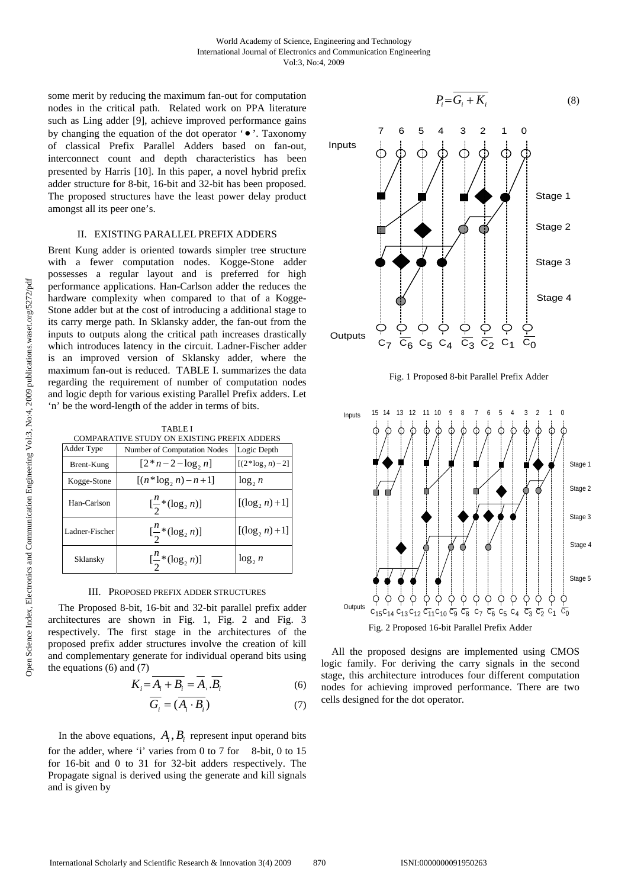some merit by reducing the maximum fan-out for computation nodes in the critical path. Related work on PPA literature such as Ling adder [9], achieve improved performance gains by changing the equation of the dot operator '•'. Taxonomy of classical Prefix Parallel Adders based on fan-out, interconnect count and depth characteristics has been presented by Harris [10]. In this paper, a novel hybrid prefix adder structure for 8-bit, 16-bit and 32-bit has been proposed. The proposed structures have the least power delay product amongst all its peer one's.

## II. EXISTING PARALLEL PREFIX ADDERS

Brent Kung adder is oriented towards simpler tree structure with a fewer computation nodes. Kogge-Stone adder possesses a regular layout and is preferred for high performance applications. Han-Carlson adder the reduces the hardware complexity when compared to that of a Kogge-Stone adder but at the cost of introducing a additional stage to its carry merge path. In Sklansky adder, the fan-out from the inputs to outputs along the critical path increases drastically which introduces latency in the circuit. Ladner-Fischer adder is an improved version of Sklansky adder, where the maximum fan-out is reduced. TABLE I. summarizes the data regarding the requirement of number of computation nodes and logic depth for various existing Parallel Prefix adders. Let 'n' be the word-length of the adder in terms of bits.

TABLE I
COMPARATIVE STUDY ON EXISTING PREFIX ADDERS

| Adder Type | Number of Computation Nodes | Logic Depth |
|---|---|---|
| Brent-Kung | $[2*n-2-\log_2 n]$ | $[(2*\log_2 n)-2]$ |
| Kogge-Stone | $[(n*\log_2 n)-n+1]$ | $\log_2 n$ |
| Han-Carlson | $[\frac{n}{2}*(\log_2 n)]$ | $[(\log_2 n)+1]$ |
| Ladner-Fischer | $[\frac{n}{2}*(\log_2 n)]$ | $[(\log_2 n)+1]$ |
| Sklansky | $[\frac{n}{2}*(\log_2 n)]$ | $\log_2 n$ |

## III. PROPOSED PREFIX ADDER STRUCTURES

The Proposed 8-bit, 16-bit and 32-bit parallel prefix adder architectures are shown in Fig. 1, Fig. 2 and Fig. 3 respectively. The first stage in the architectures of the proposed prefix adder structures involve the creation of kill and complementary generate for individual operand bits using the equations (6) and (7)

$$K_i = \overline{A_i + B_i} = \overline{A_i}.\overline{B_i} \tag{6}$$

$$\overline{G_i} = \overline{(A_i \cdot B_i)} \tag{7}$$

In the above equations, $A_i, B_i$ represent input operand bits for the adder, where 'i' varies from 0 to 7 for 8-bit, 0 to 15 for 16-bit and 0 to 31 for 32-bit adders respectively. The Propagate signal is derived using the generate and kill signals and is given by

$$P_i = \overline{G_i + K_i} \tag{8}$$

Fig. 1 Proposed 8-bit Parallel Prefix Adder

Fig. 2 Proposed 16-bit Parallel Prefix Adder

All the proposed designs are implemented using CMOS logic family. For deriving the carry signals in the second stage, this architecture introduces four different computation nodes for achieving improved performance. There are two cells designed for the dot operator.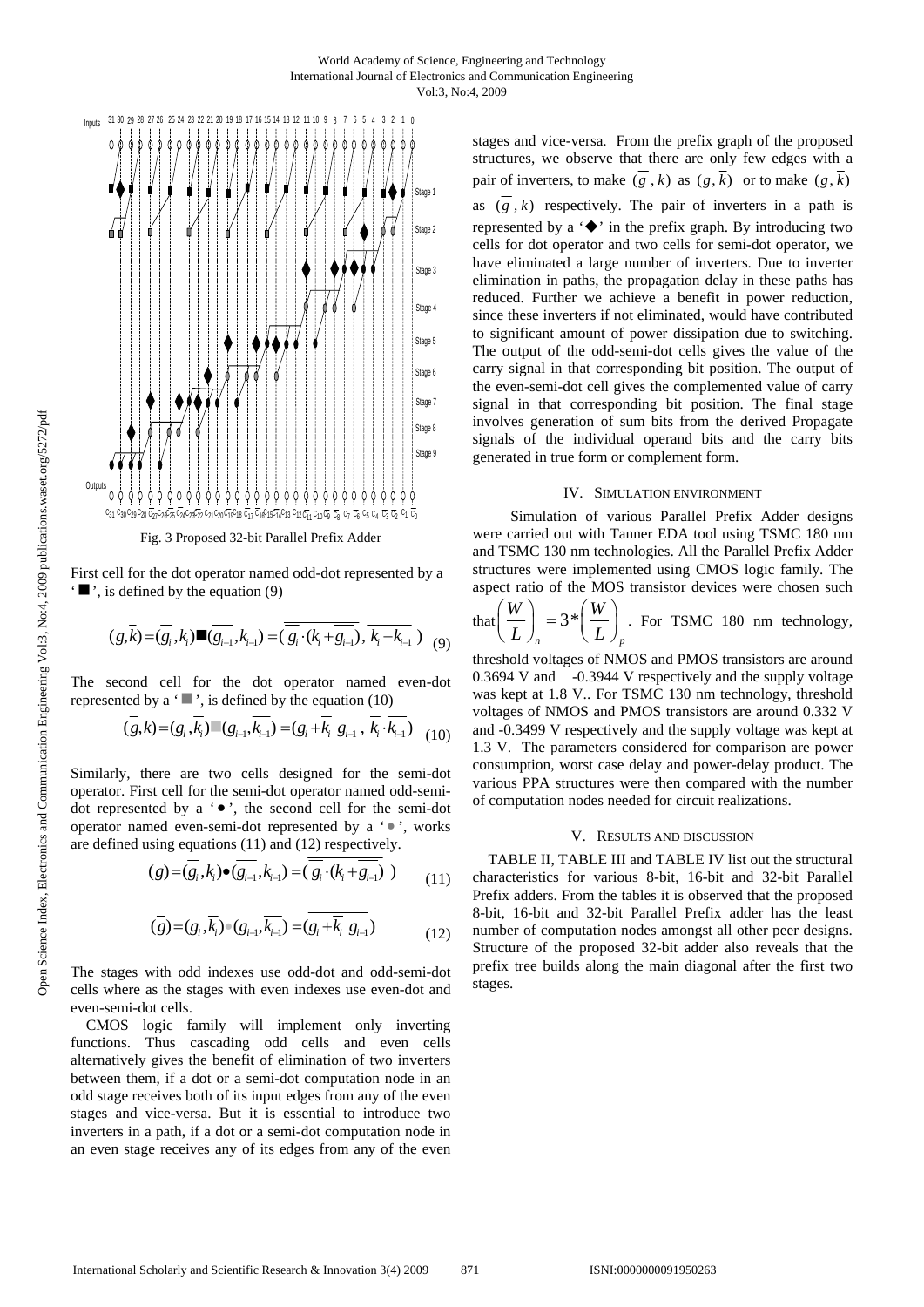Fig. 3 Proposed 32-bit Parallel Prefix Adder

First cell for the dot operator named odd-dot represented by a '■', is defined by the equation (9)

$$(g,\bar{k})=(\bar{g}_i,k_i)\blacksquare(\overline{g_{i-1}},k_{i-1})=(\overline{\overline{g_i}\cdot(k_i+\overline{g_{i-1}})},\ \overline{k_i+k_{i-1}}) \quad (9)$$

The second cell for the dot operator named even-dot represented by a '■', is defined by the equation (10)

$$(\bar{g},k)=(g_i,\bar{k}_i)\blacksquare(g_{i-1},\overline{k_{i-1}})=(\overline{g_i+\bar{k}_i\ g_{i-1}},\ \overline{\bar{k}_i\cdot\overline{k_{i-1}}}) \quad (10)$$

Similarly, there are two cells designed for the semi-dot operator. First cell for the semi-dot operator named odd-semi-dot represented by a '●', the second cell for the semi-dot operator named even-semi-dot represented by a '●', works are defined using equations (11) and (12) respectively.

$$(g)=(\bar{g}_i,k_i)\bullet(\overline{g_{i-1}},k_{i-1})=(\overline{\overline{g_i}\cdot(k_i+\overline{g_{i-1}})}) \quad (11)$$

$$(\bar{g})=(g_i,\bar{k}_i)\bullet(g_{i-1},\overline{k_{i-1}})=(\overline{g_i+\bar{k}_i\ g_{i-1}}) \quad (12)$$

The stages with odd indexes use odd-dot and odd-semi-dot cells where as the stages with even indexes use even-dot and even-semi-dot cells.

CMOS logic family will implement only inverting functions. Thus cascading odd cells and even cells alternatively gives the benefit of elimination of two inverters between them, if a dot or a semi-dot computation node in an odd stage receives both of its input edges from any of the even stages and vice-versa. But it is essential to introduce two inverters in a path, if a dot or a semi-dot computation node in an even stage receives any of its edges from any of the even stages and vice-versa. From the prefix graph of the proposed structures, we observe that there are only few edges with a pair of inverters, to make $(\bar{g},k)$ as $(g,\bar{k})$ or to make $(g,\bar{k})$ as $(\bar{g},k)$ respectively. The pair of inverters in a path is represented by a '◆' in the prefix graph. By introducing two cells for dot operator and two cells for semi-dot operator, we have eliminated a large number of inverters. Due to inverter elimination in paths, the propagation delay in these paths has reduced. Further we achieve a benefit in power reduction, since these inverters if not eliminated, would have contributed to significant amount of power dissipation due to switching. The output of the odd-semi-dot cells gives the value of the carry signal in that corresponding bit position. The output of the even-semi-dot cell gives the complemented value of carry signal in that corresponding bit position. The final stage involves generation of sum bits from the derived Propagate signals of the individual operand bits and the carry bits generated in true form or complement form.

## IV. Simulation Environment

Simulation of various Parallel Prefix Adder designs were carried out with Tanner EDA tool using TSMC 180 nm and TSMC 130 nm technologies. All the Parallel Prefix Adder structures were implemented using CMOS logic family. The aspect ratio of the MOS transistor devices were chosen such that $\left(\frac{W}{L}\right)_n = 3*\left(\frac{W}{L}\right)_p$. For TSMC 180 nm technology, threshold voltages of NMOS and PMOS transistors are around 0.3694 V and -0.3944 V respectively and the supply voltage was kept at 1.8 V.. For TSMC 130 nm technology, threshold voltages of NMOS and PMOS transistors are around 0.332 V and -0.3499 V respectively and the supply voltage was kept at 1.3 V. The parameters considered for comparison are power consumption, worst case delay and power-delay product. The various PPA structures were then compared with the number of computation nodes needed for circuit realizations.

## V. Results and Discussion

TABLE II, TABLE III and TABLE IV list out the structural characteristics for various 8-bit, 16-bit and 32-bit Parallel Prefix adders. From the tables it is observed that the proposed 8-bit, 16-bit and 32-bit Parallel Prefix adder has the least number of computation nodes amongst all other peer designs. Structure of the proposed 32-bit adder also reveals that the prefix tree builds along the main diagonal after the first two stages.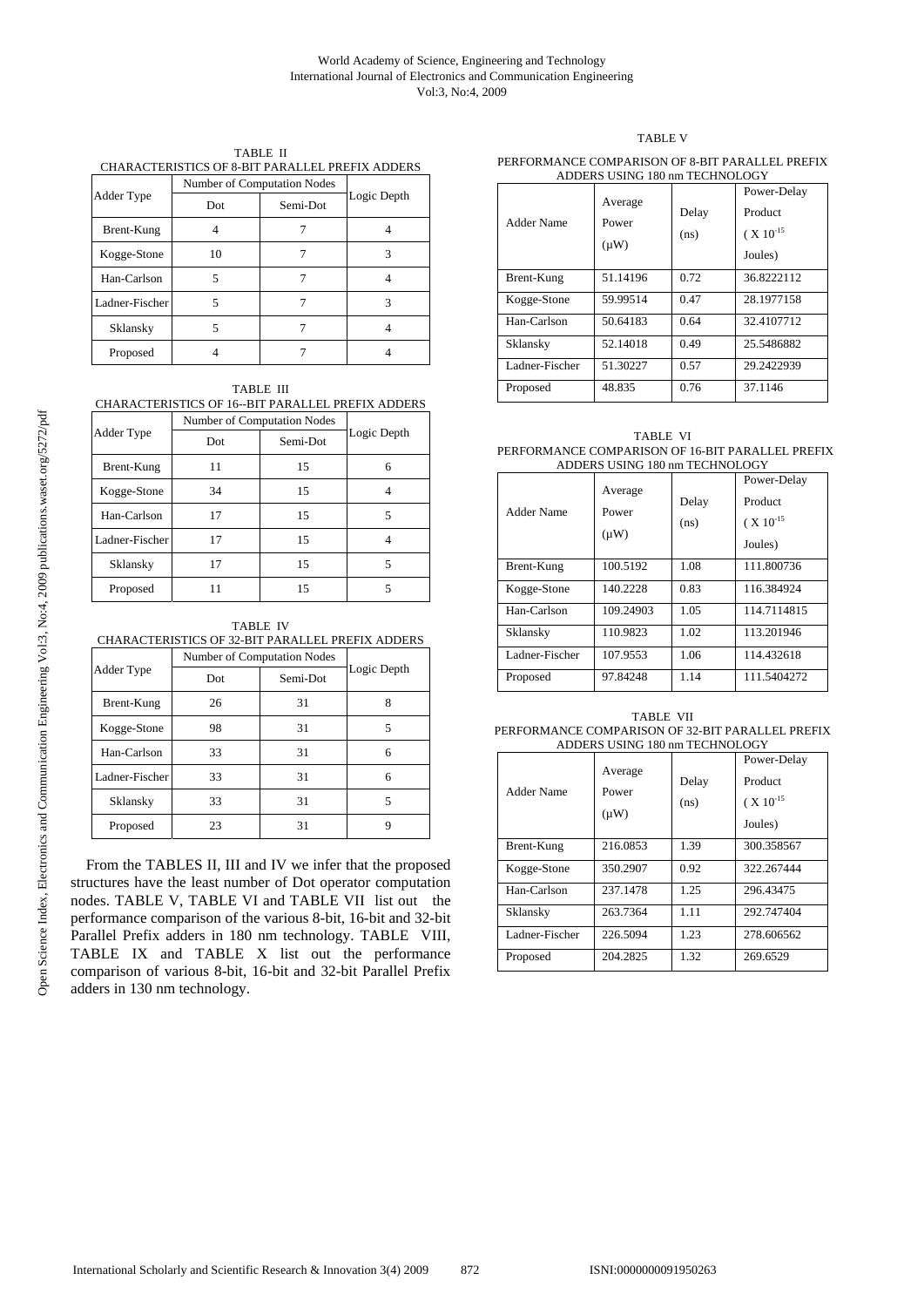TABLE II
CHARACTERISTICS OF 8-BIT PARALLEL PREFIX ADDERS

| Adder Type | Number of Computation Nodes | | Logic Depth |
|---|---|---|---|
| | Dot | Semi-Dot | |
| Brent-Kung | 4 | 7 | 4 |
| Kogge-Stone | 10 | 7 | 3 |
| Han-Carlson | 5 | 7 | 4 |
| Ladner-Fischer | 5 | 7 | 3 |
| Sklansky | 5 | 7 | 4 |
| Proposed | 4 | 7 | 4 |

TABLE III
CHARACTERISTICS OF 16--BIT PARALLEL PREFIX ADDERS

| Adder Type | Number of Computation Nodes | | Logic Depth |
|---|---|---|---|
| | Dot | Semi-Dot | |
| Brent-Kung | 11 | 15 | 6 |
| Kogge-Stone | 34 | 15 | 4 |
| Han-Carlson | 17 | 15 | 5 |
| Ladner-Fischer | 17 | 15 | 4 |
| Sklansky | 17 | 15 | 5 |
| Proposed | 11 | 15 | 5 |

TABLE IV
CHARACTERISTICS OF 32-BIT PARALLEL PREFIX ADDERS

| Adder Type | Number of Computation Nodes | | Logic Depth |
|---|---|---|---|
| | Dot | Semi-Dot | |
| Brent-Kung | 26 | 31 | 8 |
| Kogge-Stone | 98 | 31 | 5 |
| Han-Carlson | 33 | 31 | 6 |
| Ladner-Fischer | 33 | 31 | 6 |
| Sklansky | 33 | 31 | 5 |
| Proposed | 23 | 31 | 9 |

From the TABLES II, III and IV we infer that the proposed structures have the least number of Dot operator computation nodes. TABLE V, TABLE VI and TABLE VII list out the performance comparison of the various 8-bit, 16-bit and 32-bit Parallel Prefix adders in 180 nm technology. TABLE VIII, TABLE IX and TABLE X list out the performance comparison of various 8-bit, 16-bit and 32-bit Parallel Prefix adders in 130 nm technology.

TABLE V
PERFORMANCE COMPARISON OF 8-BIT PARALLEL PREFIX ADDERS USING 180 nm TECHNOLOGY

| Adder Name | Average Power (μW) | Delay (ns) | Power-Delay Product ( $X\ 10^{-15}$ Joules) |
|---|---|---|---|
| Brent-Kung | 51.14196 | 0.72 | 36.8222112 |
| Kogge-Stone | 59.99514 | 0.47 | 28.1977158 |
| Han-Carlson | 50.64183 | 0.64 | 32.4107712 |
| Sklansky | 52.14018 | 0.49 | 25.5486882 |
| Ladner-Fischer | 51.30227 | 0.57 | 29.2422939 |
| Proposed | 48.835 | 0.76 | 37.1146 |

TABLE VI
PERFORMANCE COMPARISON OF 16-BIT PARALLEL PREFIX ADDERS USING 180 nm TECHNOLOGY

| Adder Name | Average Power (μW) | Delay (ns) | Power-Delay Product ( $X\ 10^{-15}$ Joules) |
|---|---|---|---|
| Brent-Kung | 100.5192 | 1.08 | 111.800736 |
| Kogge-Stone | 140.2228 | 0.83 | 116.384924 |
| Han-Carlson | 109.24903 | 1.05 | 114.7114815 |
| Sklansky | 110.9823 | 1.02 | 113.201946 |
| Ladner-Fischer | 107.9553 | 1.06 | 114.432618 |
| Proposed | 97.84248 | 1.14 | 111.5404272 |

TABLE VII
PERFORMANCE COMPARISON OF 32-BIT PARALLEL PREFIX ADDERS USING 180 nm TECHNOLOGY

| Adder Name | Average Power (μW) | Delay (ns) | Power-Delay Product ( $X\ 10^{-15}$ Joules) |
|---|---|---|---|
| Brent-Kung | 216.0853 | 1.39 | 300.358567 |
| Kogge-Stone | 350.2907 | 0.92 | 322.267444 |
| Han-Carlson | 237.1478 | 1.25 | 296.43475 |
| Sklansky | 263.7364 | 1.11 | 292.747404 |
| Ladner-Fischer | 226.5094 | 1.23 | 278.606562 |
| Proposed | 204.2825 | 1.32 | 269.6529 |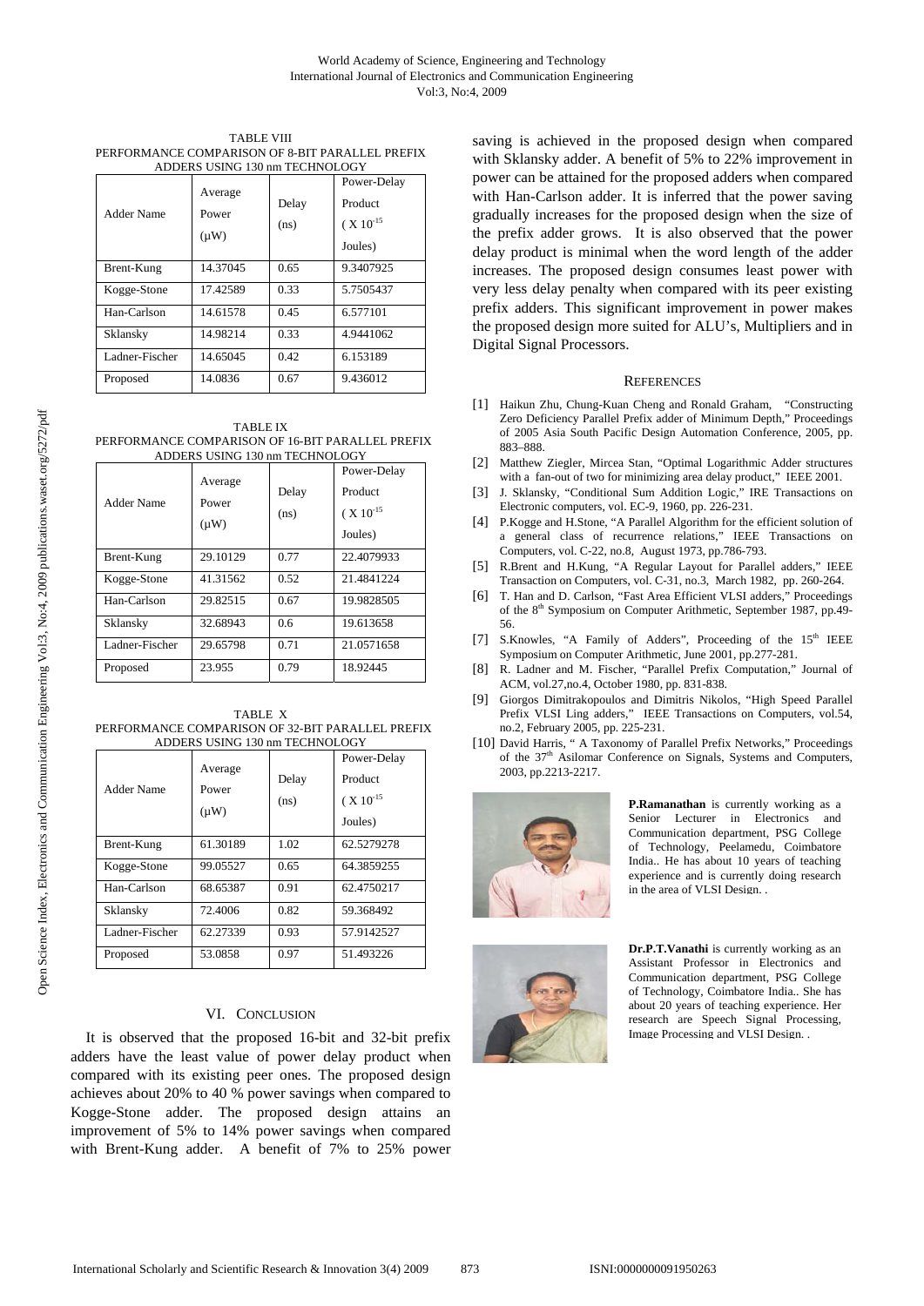TABLE VIII
PERFORMANCE COMPARISON OF 8-BIT PARALLEL PREFIX ADDERS USING 130 nm TECHNOLOGY

| Adder Name | Average Power (μW) | Delay (ns) | Power-Delay Product ( X $10^{-15}$ Joules) |
|---|---|---|---|
| Brent-Kung | 14.37045 | 0.65 | 9.3407925 |
| Kogge-Stone | 17.42589 | 0.33 | 5.7505437 |
| Han-Carlson | 14.61578 | 0.45 | 6.577101 |
| Sklansky | 14.98214 | 0.33 | 4.9441062 |
| Ladner-Fischer | 14.65045 | 0.42 | 6.153189 |
| Proposed | 14.0836 | 0.67 | 9.436012 |

TABLE IX
PERFORMANCE COMPARISON OF 16-BIT PARALLEL PREFIX ADDERS USING 130 nm TECHNOLOGY

| Adder Name | Average Power (μW) | Delay (ns) | Power-Delay Product ( X $10^{-15}$ Joules) |
|---|---|---|---|
| Brent-Kung | 29.10129 | 0.77 | 22.4079933 |
| Kogge-Stone | 41.31562 | 0.52 | 21.4841224 |
| Han-Carlson | 29.82515 | 0.67 | 19.9828505 |
| Sklansky | 32.68943 | 0.6 | 19.613658 |
| Ladner-Fischer | 29.65798 | 0.71 | 21.0571658 |
| Proposed | 23.955 | 0.79 | 18.92445 |

TABLE X
PERFORMANCE COMPARISON OF 32-BIT PARALLEL PREFIX ADDERS USING 130 nm TECHNOLOGY

| Adder Name | Average Power (μW) | Delay (ns) | Power-Delay Product ( X $10^{-15}$ Joules) |
|---|---|---|---|
| Brent-Kung | 61.30189 | 1.02 | 62.5279278 |
| Kogge-Stone | 99.05527 | 0.65 | 64.3859255 |
| Han-Carlson | 68.65387 | 0.91 | 62.4750217 |
| Sklansky | 72.4006 | 0.82 | 59.368492 |
| Ladner-Fischer | 62.27339 | 0.93 | 57.9142527 |
| Proposed | 53.0858 | 0.97 | 51.493226 |

## VI. Conclusion

It is observed that the proposed 16-bit and 32-bit prefix adders have the least value of power delay product when compared with its existing peer ones. The proposed design achieves about 20% to 40 % power savings when compared to Kogge-Stone adder. The proposed design attains an improvement of 5% to 14% power savings when compared with Brent-Kung adder. A benefit of 7% to 25% power saving is achieved in the proposed design when compared with Sklansky adder. A benefit of 5% to 22% improvement in power can be attained for the proposed adders when compared with Han-Carlson adder. It is inferred that the power saving gradually increases for the proposed design when the size of the prefix adder grows. It is also observed that the power delay product is minimal when the word length of the adder increases. The proposed design consumes least power with very less delay penalty when compared with its peer existing prefix adders. This significant improvement in power makes the proposed design more suited for ALU's, Multipliers and in Digital Signal Processors.

## References

[1] Haikun Zhu, Chung-Kuan Cheng and Ronald Graham, "Constructing Zero Deficiency Parallel Prefix adder of Minimum Depth," Proceedings of 2005 Asia South Pacific Design Automation Conference, 2005, pp. 883–888.

[2] Matthew Ziegler, Mircea Stan, "Optimal Logarithmic Adder structures with a fan-out of two for minimizing area delay product," IEEE 2001.

[3] J. Sklansky, "Conditional Sum Addition Logic," IRE Transactions on Electronic computers, vol. EC-9, 1960, pp. 226-231.

[4] P.Kogge and H.Stone, "A Parallel Algorithm for the efficient solution of a general class of recurrence relations," IEEE Transactions on Computers, vol. C-22, no.8, August 1973, pp.786-793.

[5] R.Brent and H.Kung, "A Regular Layout for Parallel adders," IEEE Transaction on Computers, vol. C-31, no.3, March 1982, pp. 260-264.

[6] T. Han and D. Carlson, "Fast Area Efficient VLSI adders," Proceedings of the 8th Symposium on Computer Arithmetic, September 1987, pp.49-56.

[7] S.Knowles, "A Family of Adders", Proceeding of the 15th IEEE Symposium on Computer Arithmetic, June 2001, pp.277-281.

[8] R. Ladner and M. Fischer, "Parallel Prefix Computation," Journal of ACM, vol.27,no.4, October 1980, pp. 831-838.

[9] Giorgos Dimitrakopoulos and Dimitris Nikolos, "High Speed Parallel Prefix VLSI Ling adders," IEEE Transactions on Computers, vol.54, no.2, February 2005, pp. 225-231.

[10] David Harris, " A Taxonomy of Parallel Prefix Networks," Proceedings of the 37th Asilomar Conference on Signals, Systems and Computers, 2003, pp.2213-2217.

**P.Ramanathan** is currently working as a Senior Lecturer in Electronics and Communication department, PSG College of Technology, Peelamedu, Coimbatore India.. He has about 10 years of teaching experience and is currently doing research in the area of VLSI Design. .

**Dr.P.T.Vanathi** is currently working as an Assistant Professor in Electronics and Communication department, PSG College of Technology, Coimbatore India.. She has about 20 years of teaching experience. Her research are Speech Signal Processing, Image Processing and VLSI Design. .